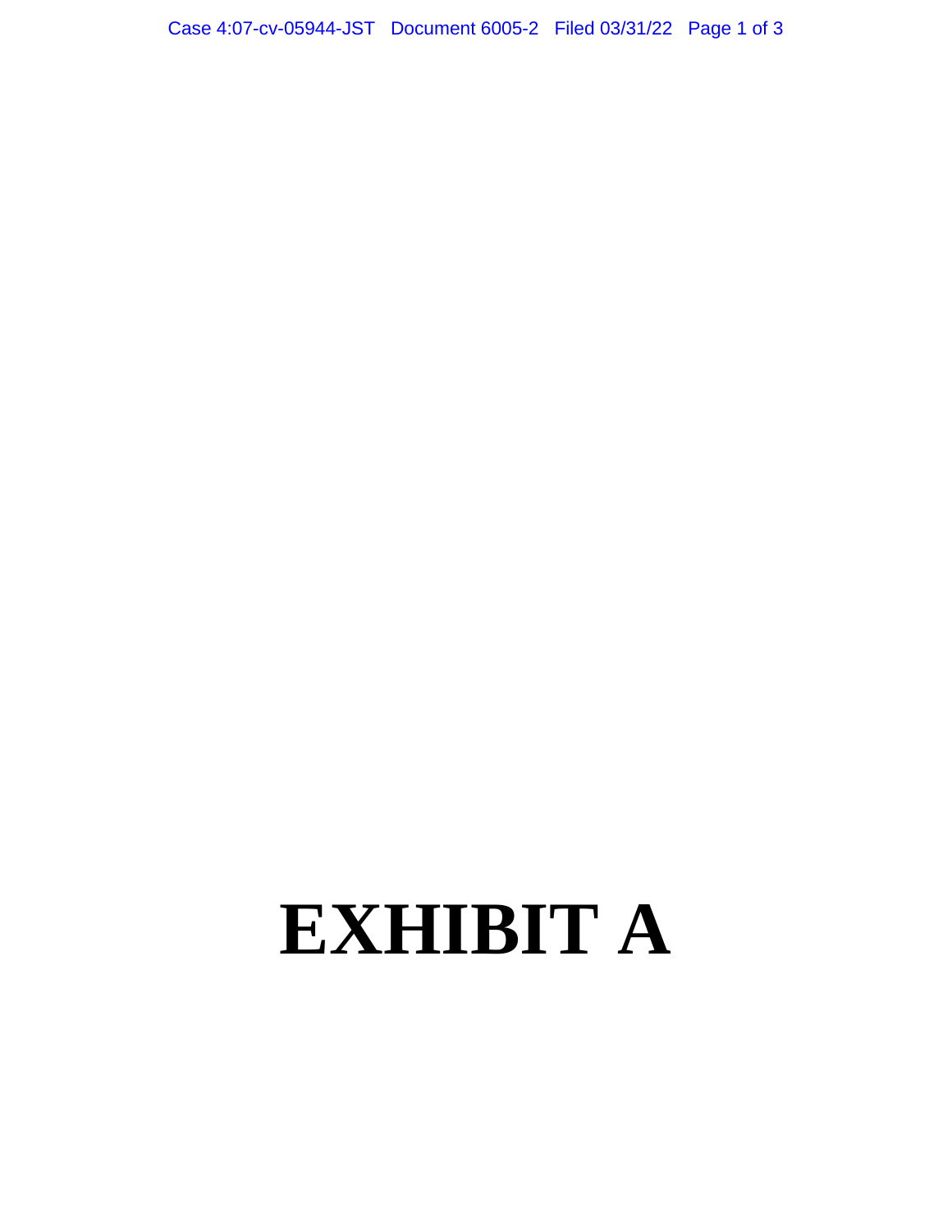# EXHIBIT A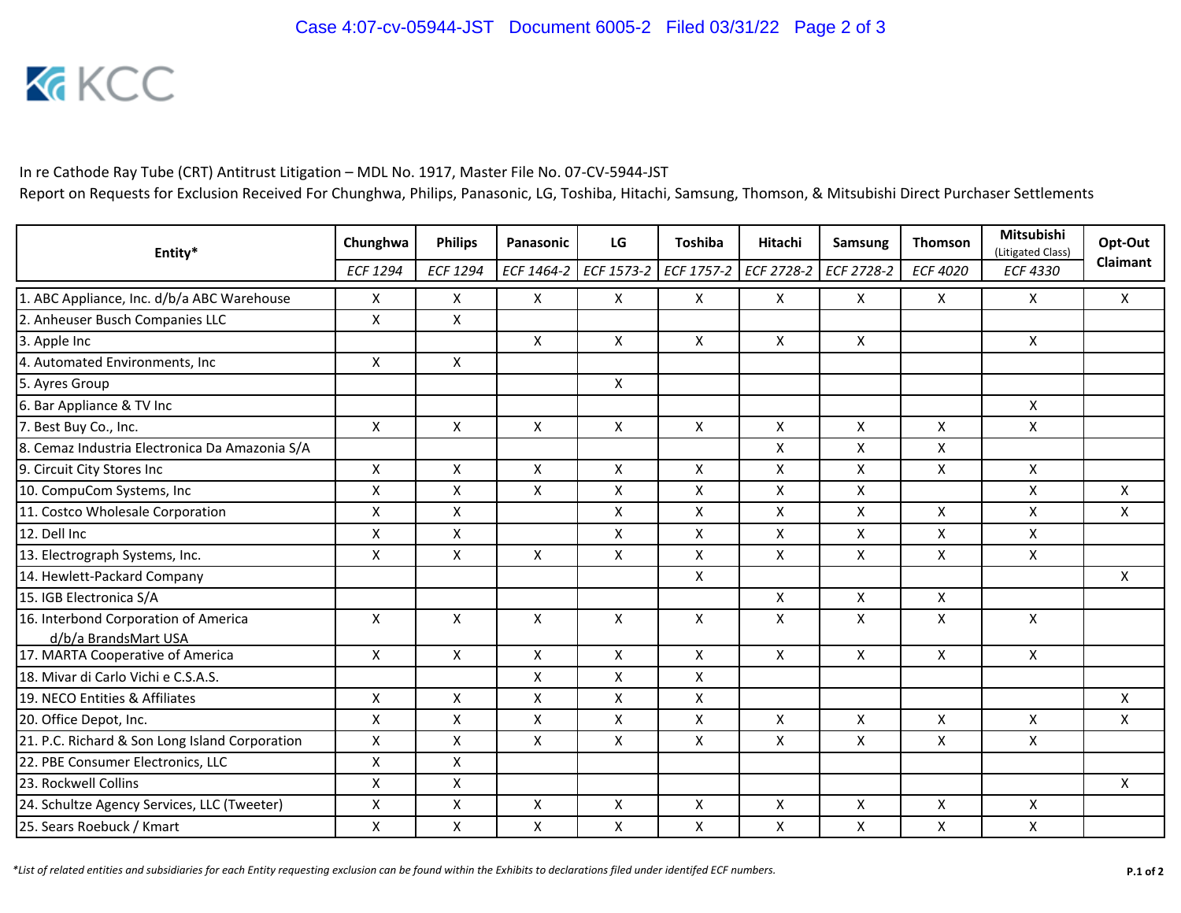KCC

In re Cathode Ray Tube (CRT) Antitrust Litigation – MDL No. 1917, Master File No. 07-CV-5944-JST

Report on Requests for Exclusion Received For Chunghwa, Philips, Panasonic, LG, Toshiba, Hitachi, Samsung, Thomson, & Mitsubishi Direct Purchaser Settlements

| Entity* | Chunghwa | Philips | Panasonic | LG | Toshiba | Hitachi | Samsung | Thomson | Mitsubishi (Litigated Class) | Opt-Out Claimant |
|---|---|---|---|---|---|---|---|---|---|---|
| | *ECF 1294* | *ECF 1294* | *ECF 1464-2* | *ECF 1573-2* | *ECF 1757-2* | *ECF 2728-2* | *ECF 2728-2* | *ECF 4020* | *ECF 4330* | |
| 1. ABC Appliance, Inc. d/b/a ABC Warehouse | X | X | X | X | X | X | X | X | X | X |
| 2. Anheuser Busch Companies LLC | X | X | | | | | | | | |
| 3. Apple Inc | | | X | X | X | X | X | | X | |
| 4. Automated Environments, Inc | X | X | | | | | | | | |
| 5. Ayres Group | | | | X | | | | | | |
| 6. Bar Appliance & TV Inc | | | | | | | | | X | |
| 7. Best Buy Co., Inc. | X | X | X | X | X | X | X | X | X | |
| 8. Cemaz Industria Electronica Da Amazonia S/A | | | | | | X | X | X | | |
| 9. Circuit City Stores Inc | X | X | X | X | X | X | X | X | X | |
| 10. CompuCom Systems, Inc | X | X | X | X | X | X | X | | X | X |
| 11. Costco Wholesale Corporation | X | X | | X | X | X | X | X | X | X |
| 12. Dell Inc | X | X | | X | X | X | X | X | X | |
| 13. Electrograph Systems, Inc. | X | X | X | X | X | X | X | X | X | |
| 14. Hewlett-Packard Company | | | | | X | | | | | X |
| 15. IGB Electronica S/A | | | | | | X | X | X | | |
| 16. Interbond Corporation of America d/b/a BrandsMart USA | X | X | X | X | X | X | X | X | X | |
| 17. MARTA Cooperative of America | X | X | X | X | X | X | X | X | X | |
| 18. Mivar di Carlo Vichi e C.S.A.S. | | | X | X | X | | | | | |
| 19. NECO Entities & Affiliates | X | X | X | X | X | | | | | X |
| 20. Office Depot, Inc. | X | X | X | X | X | X | X | X | X | X |
| 21. P.C. Richard & Son Long Island Corporation | X | X | X | X | X | X | X | X | X | |
| 22. PBE Consumer Electronics, LLC | X | X | | | | | | | | |
| 23. Rockwell Collins | X | X | | | | | | | | X |
| 24. Schultze Agency Services, LLC (Tweeter) | X | X | X | X | X | X | X | X | X | |
| 25. Sears Roebuck / Kmart | X | X | X | X | X | X | X | X | X | |

*\*List of related entities and subsidiaries for each Entity requesting exclusion can be found within the Exhibits to declarations filed under identifed ECF numbers.*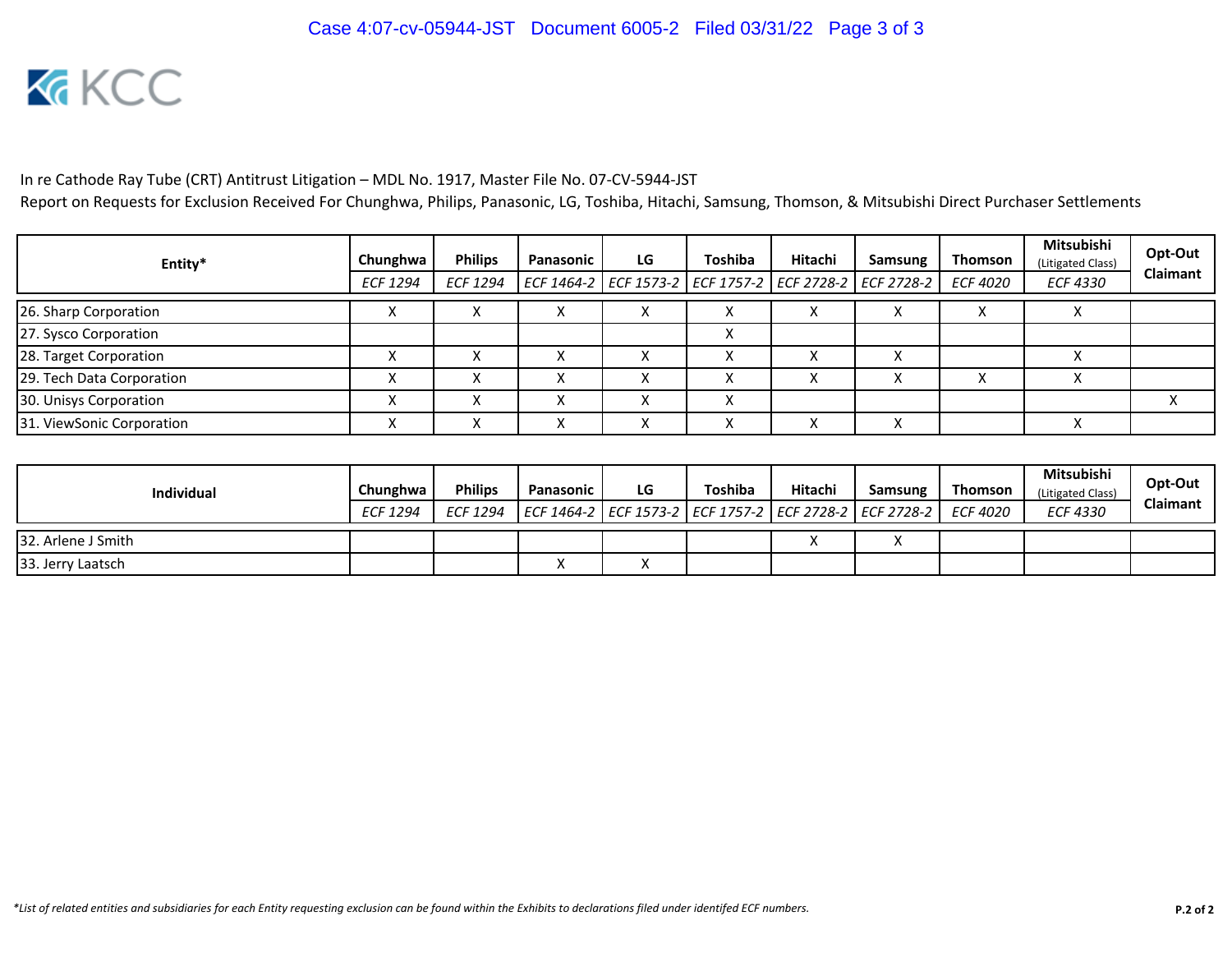KCC

In re Cathode Ray Tube (CRT) Antitrust Litigation – MDL No. 1917, Master File No. 07-CV-5944-JST
Report on Requests for Exclusion Received For Chunghwa, Philips, Panasonic, LG, Toshiba, Hitachi, Samsung, Thomson, & Mitsubishi Direct Purchaser Settlements

| Entity* | Chunghwa | Philips | Panasonic | LG | Toshiba | Hitachi | Samsung | Thomson | Mitsubishi (Litigated Class) | Opt-Out Claimant |
|---|---|---|---|---|---|---|---|---|---|---|
| | *ECF 1294* | *ECF 1294* | *ECF 1464-2* | *ECF 1573-2* | *ECF 1757-2* | *ECF 2728-2* | *ECF 2728-2* | *ECF 4020* | *ECF 4330* | |
| 26. Sharp Corporation | X | X | X | X | X | X | X | X | X | |
| 27. Sysco Corporation | | | | | X | | | | | |
| 28. Target Corporation | X | X | X | X | X | X | X | | X | |
| 29. Tech Data Corporation | X | X | X | X | X | X | X | X | X | |
| 30. Unisys Corporation | X | X | X | X | X | | | | | X |
| 31. ViewSonic Corporation | X | X | X | X | X | X | X | | X | |

| Individual | Chunghwa | Philips | Panasonic | LG | Toshiba | Hitachi | Samsung | Thomson | Mitsubishi (Litigated Class) | Opt-Out Claimant |
|---|---|---|---|---|---|---|---|---|---|---|
| | *ECF 1294* | *ECF 1294* | *ECF 1464-2* | *ECF 1573-2* | *ECF 1757-2* | *ECF 2728-2* | *ECF 2728-2* | *ECF 4020* | *ECF 4330* | |
| 32. Arlene J Smith | | | | | | X | X | | | |
| 33. Jerry Laatsch | | | X | X | | | | | | |

**P.2 of 2**

*\*List of related entities and subsidiaries for each Entity requesting exclusion can be found within the Exhibits to declarations filed under identifed ECF numbers.*